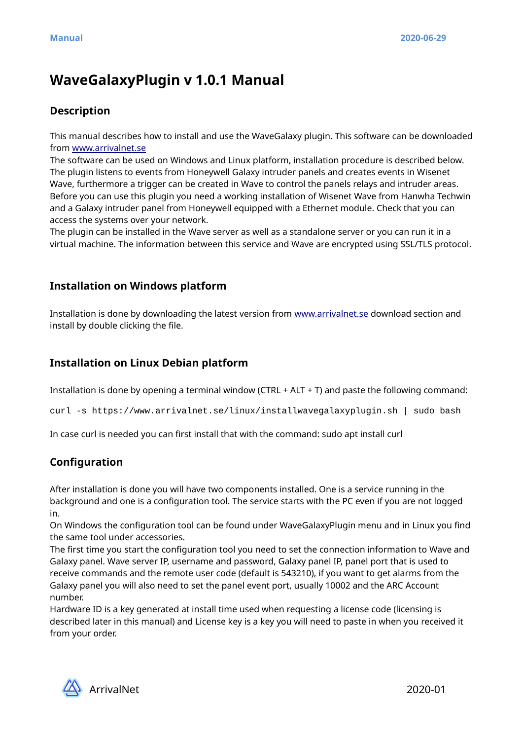# WaveGalaxyPlugin v 1.0.1 Manual

## Description

This manual describes how to install and use the WaveGalaxy plugin. This software can be downloaded from [www.arrivalnet.se](http://www.arrivalnet.se)
The software can be used on Windows and Linux platform, installation procedure is described below.
The plugin listens to events from Honeywell Galaxy intruder panels and creates events in Wisenet Wave, furthermore a trigger can be created in Wave to control the panels relays and intruder areas.
Before you can use this plugin you need a working installation of Wisenet Wave from Hanwha Techwin and a Galaxy intruder panel from Honeywell equipped with a Ethernet module. Check that you can access the systems over your network.
The plugin can be installed in the Wave server as well as a standalone server or you can run it in a virtual machine. The information between this service and Wave are encrypted using SSL/TLS protocol.

## Installation on Windows platform

Installation is done by downloading the latest version from [www.arrivalnet.se](http://www.arrivalnet.se) download section and install by double clicking the file.

## Installation on Linux Debian platform

Installation is done by opening a terminal window (CTRL + ALT + T) and paste the following command:

```
curl -s https://www.arrivalnet.se/linux/installwavegalaxyplugin.sh | sudo bash
```

In case curl is needed you can first install that with the command: sudo apt install curl

## Configuration

After installation is done you will have two components installed. One is a service running in the background and one is a configuration tool. The service starts with the PC even if you are not logged in.
On Windows the configuration tool can be found under WaveGalaxyPlugin menu and in Linux you find the same tool under accessories.
The first time you start the configuration tool you need to set the connection information to Wave and Galaxy panel. Wave server IP, username and password, Galaxy panel IP, panel port that is used to receive commands and the remote user code (default is 543210), if you want to get alarms from the Galaxy panel you will also need to set the panel event port, usually 10002 and the ARC Account number.
Hardware ID is a key generated at install time used when requesting a license code (licensing is described later in this manual) and License key is a key you will need to paste in when you received it from your order.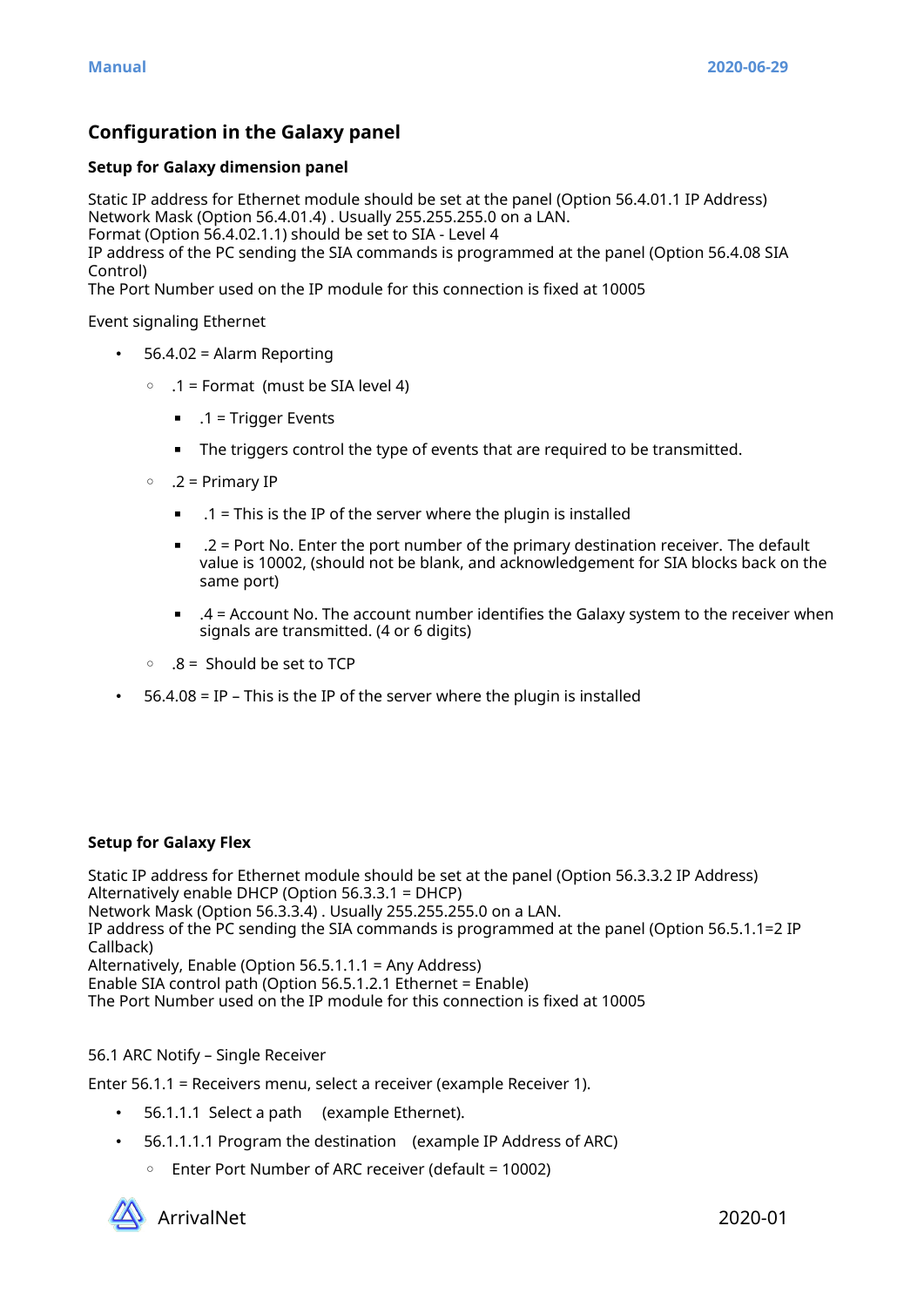## Configuration in the Galaxy panel

### Setup for Galaxy dimension panel

Static IP address for Ethernet module should be set at the panel (Option 56.4.01.1 IP Address)
Network Mask (Option 56.4.01.4) . Usually 255.255.255.0 on a LAN.
Format (Option 56.4.02.1.1) should be set to SIA - Level 4
IP address of the PC sending the SIA commands is programmed at the panel (Option 56.4.08 SIA Control)
The Port Number used on the IP module for this connection is fixed at 10005

Event signaling Ethernet

- 56.4.02 = Alarm Reporting
  - .1 = Format (must be SIA level 4)
    - .1 = Trigger Events
    - The triggers control the type of events that are required to be transmitted.
  - .2 = Primary IP
    - .1 = This is the IP of the server where the plugin is installed
    - .2 = Port No. Enter the port number of the primary destination receiver. The default value is 10002, (should not be blank, and acknowledgement for SIA blocks back on the same port)
    - .4 = Account No. The account number identifies the Galaxy system to the receiver when signals are transmitted. (4 or 6 digits)
  - .8 = Should be set to TCP
- 56.4.08 = IP – This is the IP of the server where the plugin is installed

### Setup for Galaxy Flex

Static IP address for Ethernet module should be set at the panel (Option 56.3.3.2 IP Address)
Alternatively enable DHCP (Option 56.3.3.1 = DHCP)
Network Mask (Option 56.3.3.4) . Usually 255.255.255.0 on a LAN.
IP address of the PC sending the SIA commands is programmed at the panel (Option 56.5.1.1=2 IP Callback)
Alternatively, Enable (Option 56.5.1.1.1 = Any Address)
Enable SIA control path (Option 56.5.1.2.1 Ethernet = Enable)
The Port Number used on the IP module for this connection is fixed at 10005

56.1 ARC Notify – Single Receiver

Enter 56.1.1 = Receivers menu, select a receiver (example Receiver 1).

- 56.1.1.1 Select a path (example Ethernet).
- 56.1.1.1.1 Program the destination (example IP Address of ARC)
  - Enter Port Number of ARC receiver (default = 10002)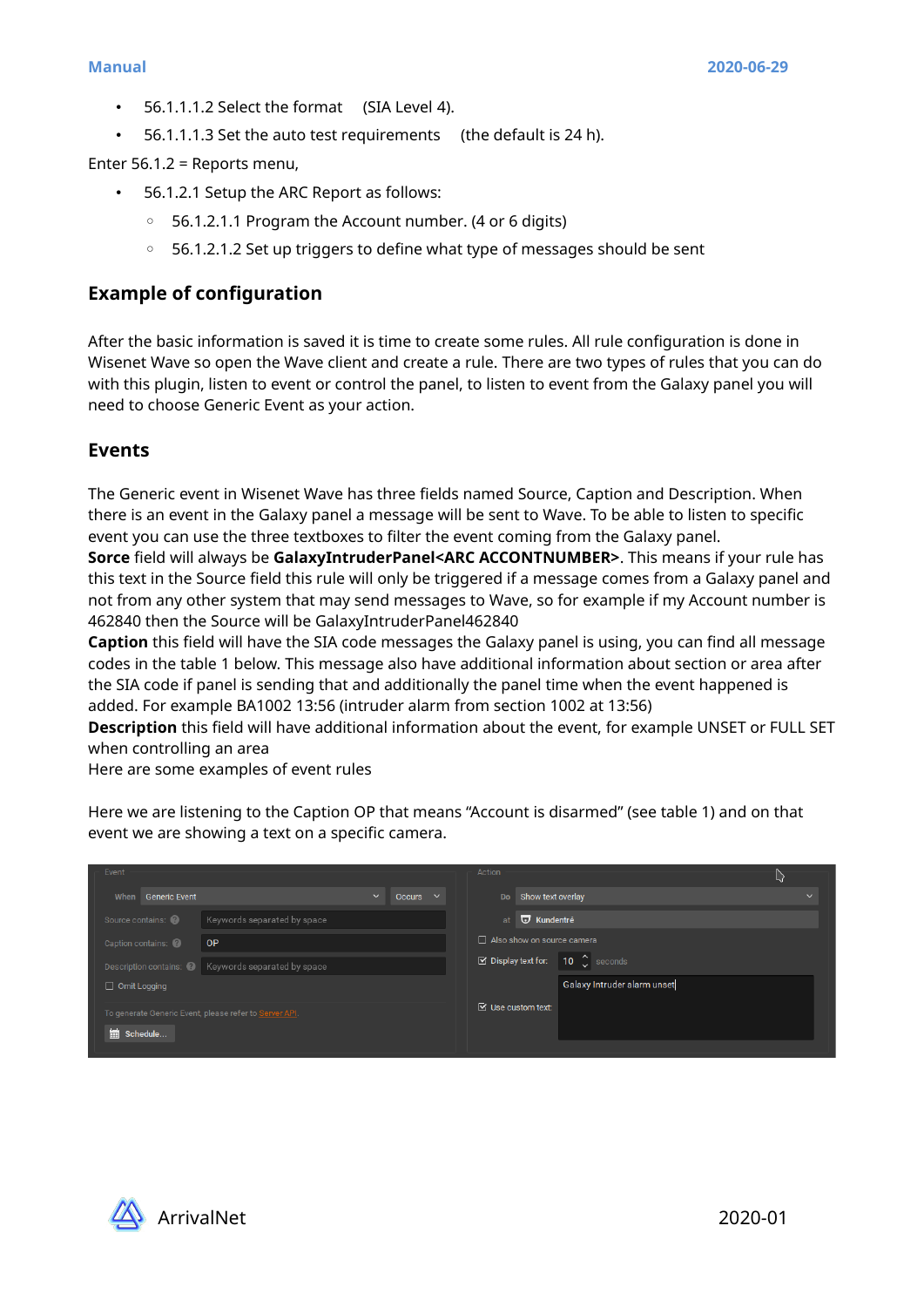- 56.1.1.1.2 Select the format (SIA Level 4).
- 56.1.1.1.3 Set the auto test requirements (the default is 24 h).

Enter 56.1.2 = Reports menu,

- 56.1.2.1 Setup the ARC Report as follows:
  - 56.1.2.1.1 Program the Account number. (4 or 6 digits)
  - 56.1.2.1.2 Set up triggers to define what type of messages should be sent

## Example of configuration

After the basic information is saved it is time to create some rules. All rule configuration is done in Wisenet Wave so open the Wave client and create a rule. There are two types of rules that you can do with this plugin, listen to event or control the panel, to listen to event from the Galaxy panel you will need to choose Generic Event as your action.

## Events

The Generic event in Wisenet Wave has three fields named Source, Caption and Description. When there is an event in the Galaxy panel a message will be sent to Wave. To be able to listen to specific event you can use the three textboxes to filter the event coming from the Galaxy panel.
**Sorce** field will always be **GalaxyIntruderPanel<ARC ACCONTNUMBER>**. This means if your rule has this text in the Source field this rule will only be triggered if a message comes from a Galaxy panel and not from any other system that may send messages to Wave, so for example if my Account number is 462840 then the Source will be GalaxyIntruderPanel462840
**Caption** this field will have the SIA code messages the Galaxy panel is using, you can find all message codes in the table 1 below. This message also have additional information about section or area after the SIA code if panel is sending that and additionally the panel time when the event happened is added. For example BA1002 13:56 (intruder alarm from section 1002 at 13:56)
**Description** this field will have additional information about the event, for example UNSET or FULL SET when controlling an area
Here are some examples of event rules

Here we are listening to the Caption OP that means "Account is disarmed" (see table 1) and on that event we are showing a text on a specific camera.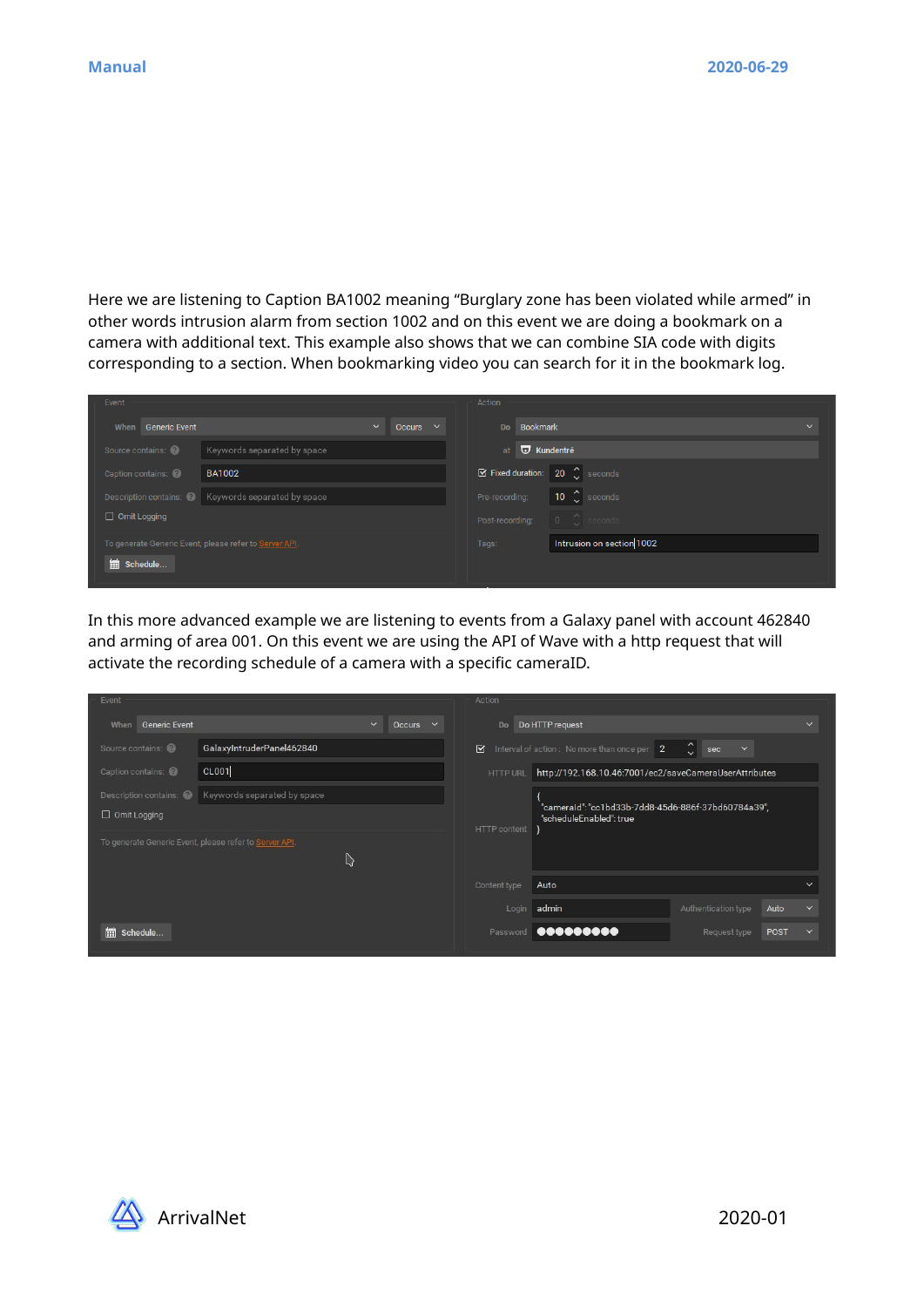Here we are listening to Caption BA1002 meaning “Burglary zone has been violated while armed” in other words intrusion alarm from section 1002 and on this event we are doing a bookmark on a camera with additional text. This example also shows that we can combine SIA code with digits corresponding to a section. When bookmarking video you can search for it in the bookmark log.

In this more advanced example we are listening to events from a Galaxy panel with account 462840 and arming of area 001. On this event we are using the API of Wave with a http request that will activate the recording schedule of a camera with a specific cameraID.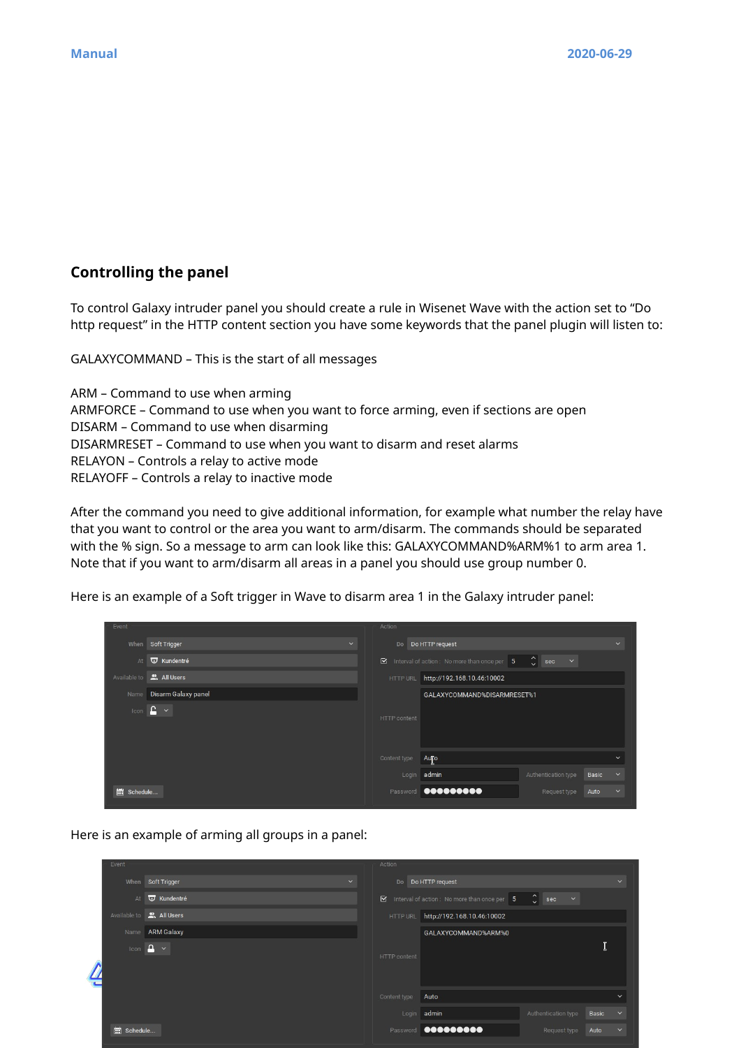## Controlling the panel

To control Galaxy intruder panel you should create a rule in Wisenet Wave with the action set to “Do http request” in the HTTP content section you have some keywords that the panel plugin will listen to:

GALAXYCOMMAND – This is the start of all messages

ARM – Command to use when arming
ARMFORCE – Command to use when you want to force arming, even if sections are open
DISARM – Command to use when disarming
DISARMRESET – Command to use when you want to disarm and reset alarms
RELAYON – Controls a relay to active mode
RELAYOFF – Controls a relay to inactive mode

After the command you need to give additional information, for example what number the relay have that you want to control or the area you want to arm/disarm. The commands should be separated with the % sign. So a message to arm can look like this: GALAXYCOMMAND%ARM%1 to arm area 1. Note that if you want to arm/disarm all areas in a panel you should use group number 0.

Here is an example of a Soft trigger in Wave to disarm area 1 in the Galaxy intruder panel:

Here is an example of arming all groups in a panel: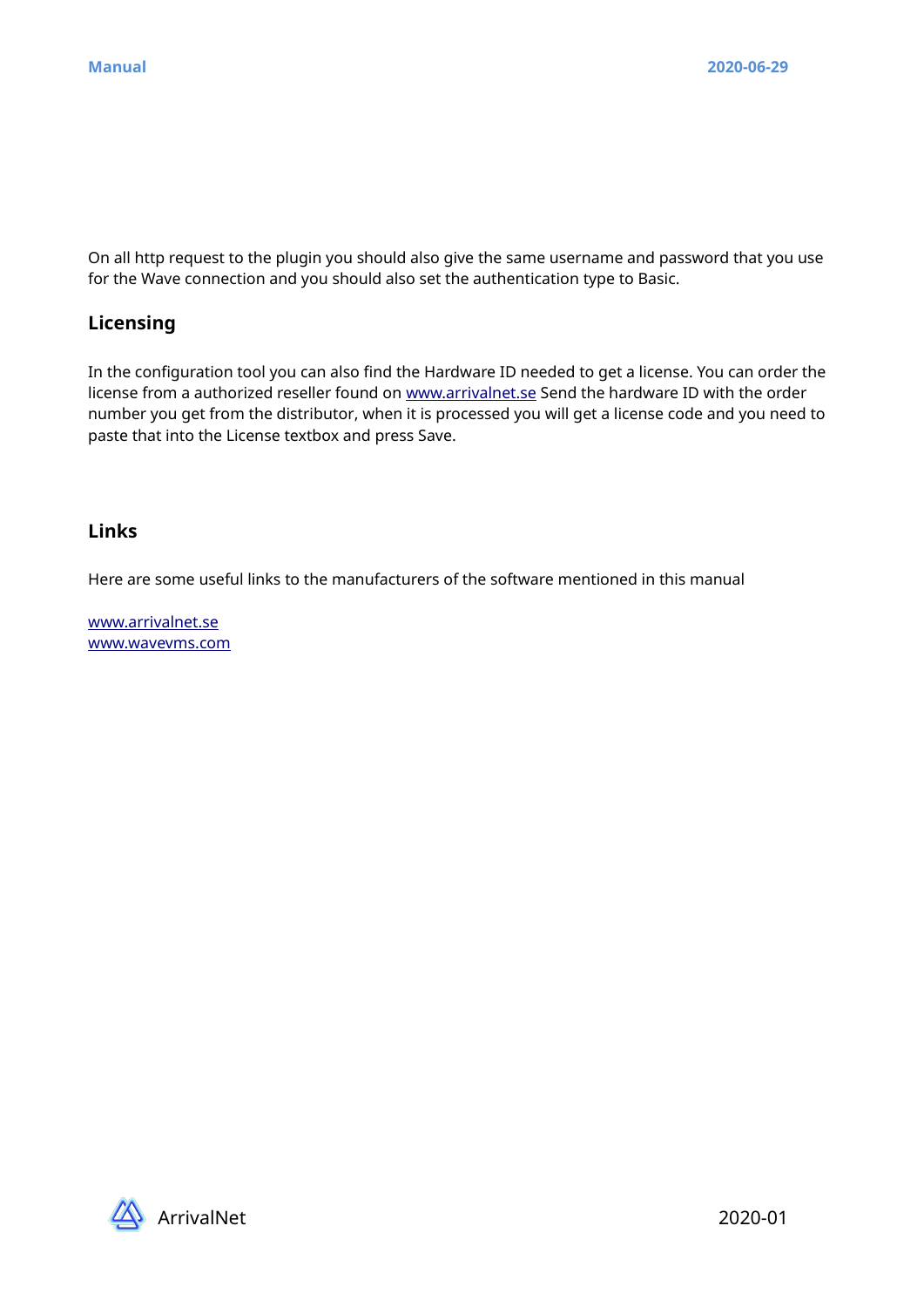On all http request to the plugin you should also give the same username and password that you use for the Wave connection and you should also set the authentication type to Basic.

## Licensing

In the configuration tool you can also find the Hardware ID needed to get a license. You can order the license from a authorized reseller found on [www.arrivalnet.se](http://www.arrivalnet.se) Send the hardware ID with the order number you get from the distributor, when it is processed you will get a license code and you need to paste that into the License textbox and press Save.

## Links

Here are some useful links to the manufacturers of the software mentioned in this manual

[www.arrivalnet.se](http://www.arrivalnet.se)
[www.wavevms.com](http://www.wavevms.com)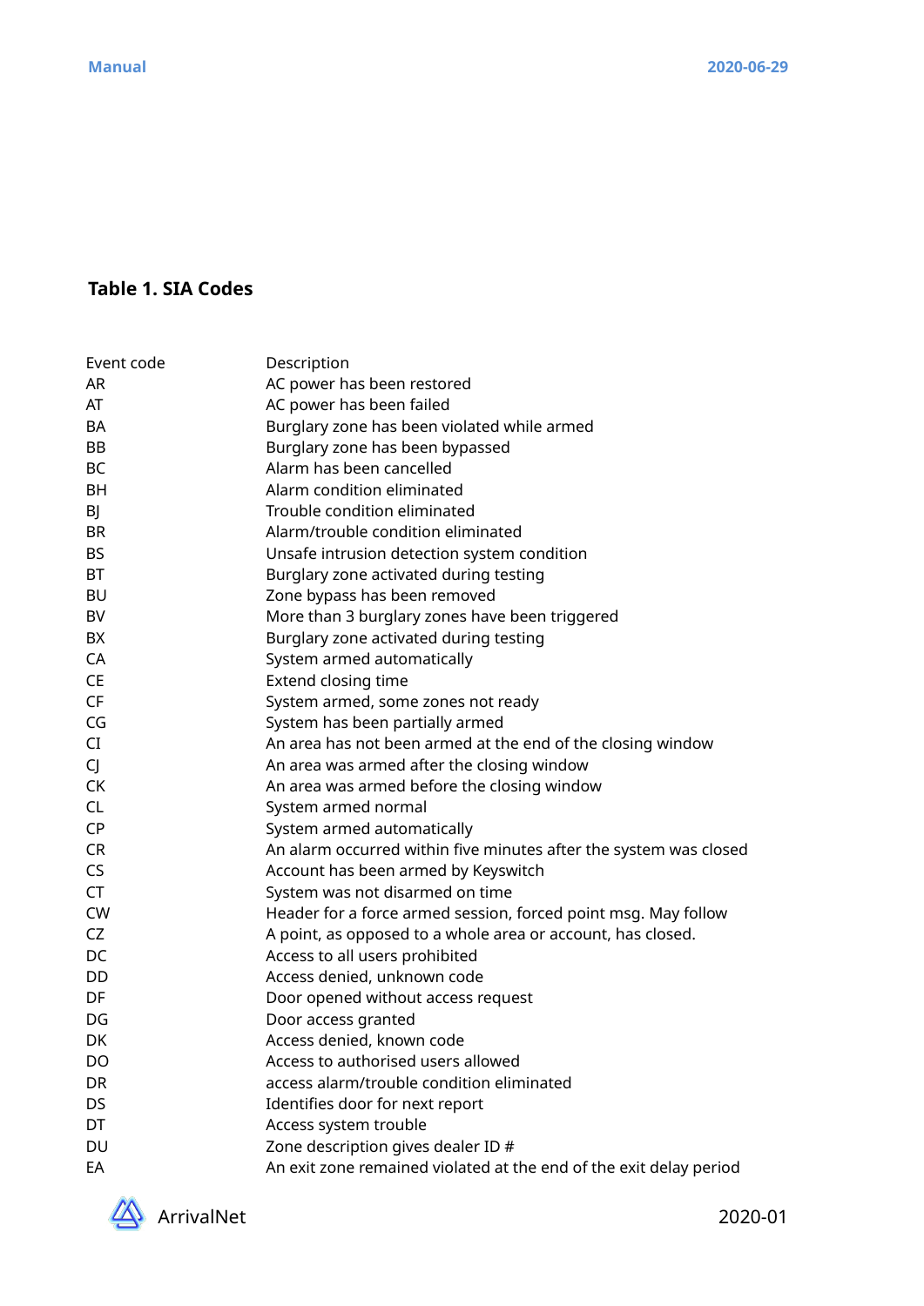**Table 1. SIA Codes**

| Event code | Description |
| --- | --- |
| AR | AC power has been restored |
| AT | AC power has been failed |
| BA | Burglary zone has been violated while armed |
| BB | Burglary zone has been bypassed |
| BC | Alarm has been cancelled |
| BH | Alarm condition eliminated |
| BJ | Trouble condition eliminated |
| BR | Alarm/trouble condition eliminated |
| BS | Unsafe intrusion detection system condition |
| BT | Burglary zone activated during testing |
| BU | Zone bypass has been removed |
| BV | More than 3 burglary zones have been triggered |
| BX | Burglary zone activated during testing |
| CA | System armed automatically |
| CE | Extend closing time |
| CF | System armed, some zones not ready |
| CG | System has been partially armed |
| CI | An area has not been armed at the end of the closing window |
| CJ | An area was armed after the closing window |
| CK | An area was armed before the closing window |
| CL | System armed normal |
| CP | System armed automatically |
| CR | An alarm occurred within five minutes after the system was closed |
| CS | Account has been armed by Keyswitch |
| CT | System was not disarmed on time |
| CW | Header for a force armed session, forced point msg. May follow |
| CZ | A point, as opposed to a whole area or account, has closed. |
| DC | Access to all users prohibited |
| DD | Access denied, unknown code |
| DF | Door opened without access request |
| DG | Door access granted |
| DK | Access denied, known code |
| DO | Access to authorised users allowed |
| DR | access alarm/trouble condition eliminated |
| DS | Identifies door for next report |
| DT | Access system trouble |
| DU | Zone description gives dealer ID # |
| EA | An exit zone remained violated at the end of the exit delay period |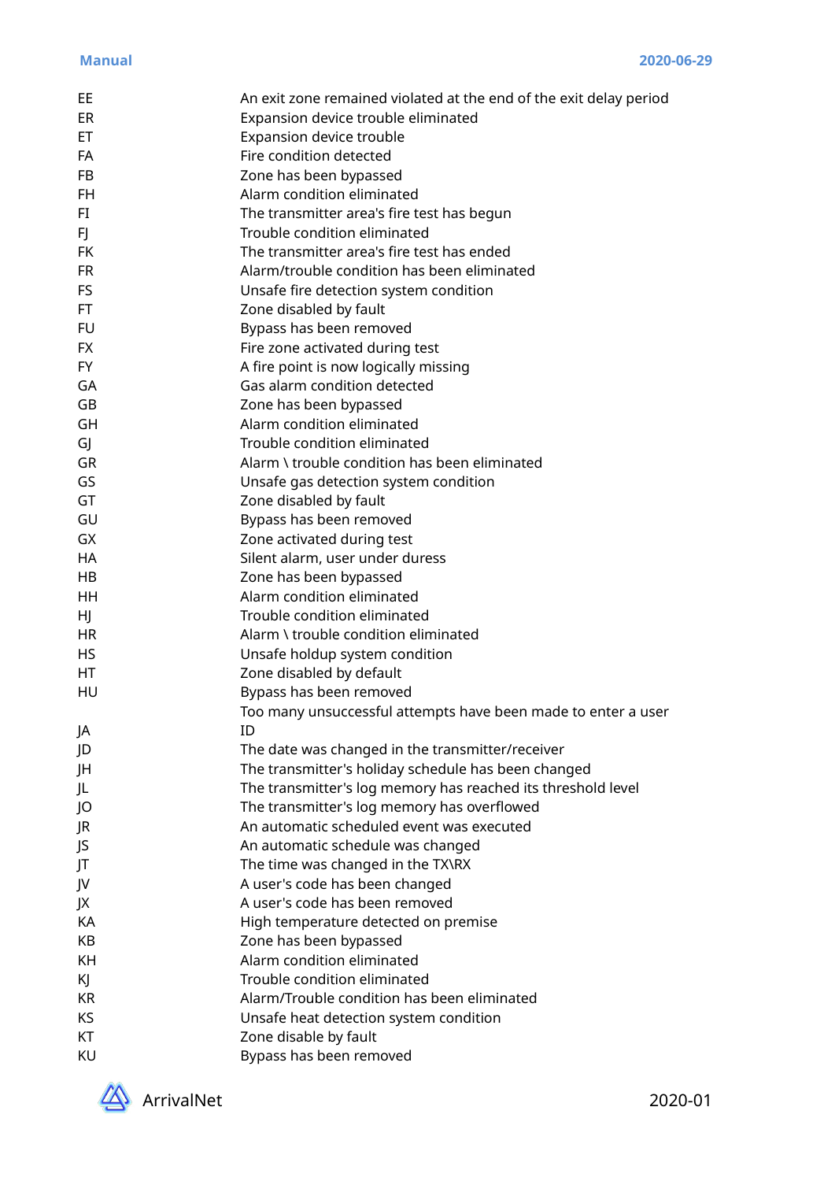| | |
|---|---|
| EE | An exit zone remained violated at the end of the exit delay period |
| ER | Expansion device trouble eliminated |
| ET | Expansion device trouble |
| FA | Fire condition detected |
| FB | Zone has been bypassed |
| FH | Alarm condition eliminated |
| FI | The transmitter area's fire test has begun |
| FJ | Trouble condition eliminated |
| FK | The transmitter area's fire test has ended |
| FR | Alarm/trouble condition has been eliminated |
| FS | Unsafe fire detection system condition |
| FT | Zone disabled by fault |
| FU | Bypass has been removed |
| FX | Fire zone activated during test |
| FY | A fire point is now logically missing |
| GA | Gas alarm condition detected |
| GB | Zone has been bypassed |
| GH | Alarm condition eliminated |
| GJ | Trouble condition eliminated |
| GR | Alarm \ trouble condition has been eliminated |
| GS | Unsafe gas detection system condition |
| GT | Zone disabled by fault |
| GU | Bypass has been removed |
| GX | Zone activated during test |
| HA | Silent alarm, user under duress |
| HB | Zone has been bypassed |
| HH | Alarm condition eliminated |
| HJ | Trouble condition eliminated |
| HR | Alarm \ trouble condition eliminated |
| HS | Unsafe holdup system condition |
| HT | Zone disabled by default |
| HU | Bypass has been removed |
| JA | Too many unsuccessful attempts have been made to enter a user ID |
| JD | The date was changed in the transmitter/receiver |
| JH | The transmitter's holiday schedule has been changed |
| JL | The transmitter's log memory has reached its threshold level |
| JO | The transmitter's log memory has overflowed |
| JR | An automatic scheduled event was executed |
| JS | An automatic schedule was changed |
| JT | The time was changed in the TX\RX |
| JV | A user's code has been changed |
| JX | A user's code has been removed |
| KA | High temperature detected on premise |
| KB | Zone has been bypassed |
| KH | Alarm condition eliminated |
| KJ | Trouble condition eliminated |
| KR | Alarm/Trouble condition has been eliminated |
| KS | Unsafe heat detection system condition |
| KT | Zone disable by fault |
| KU | Bypass has been removed |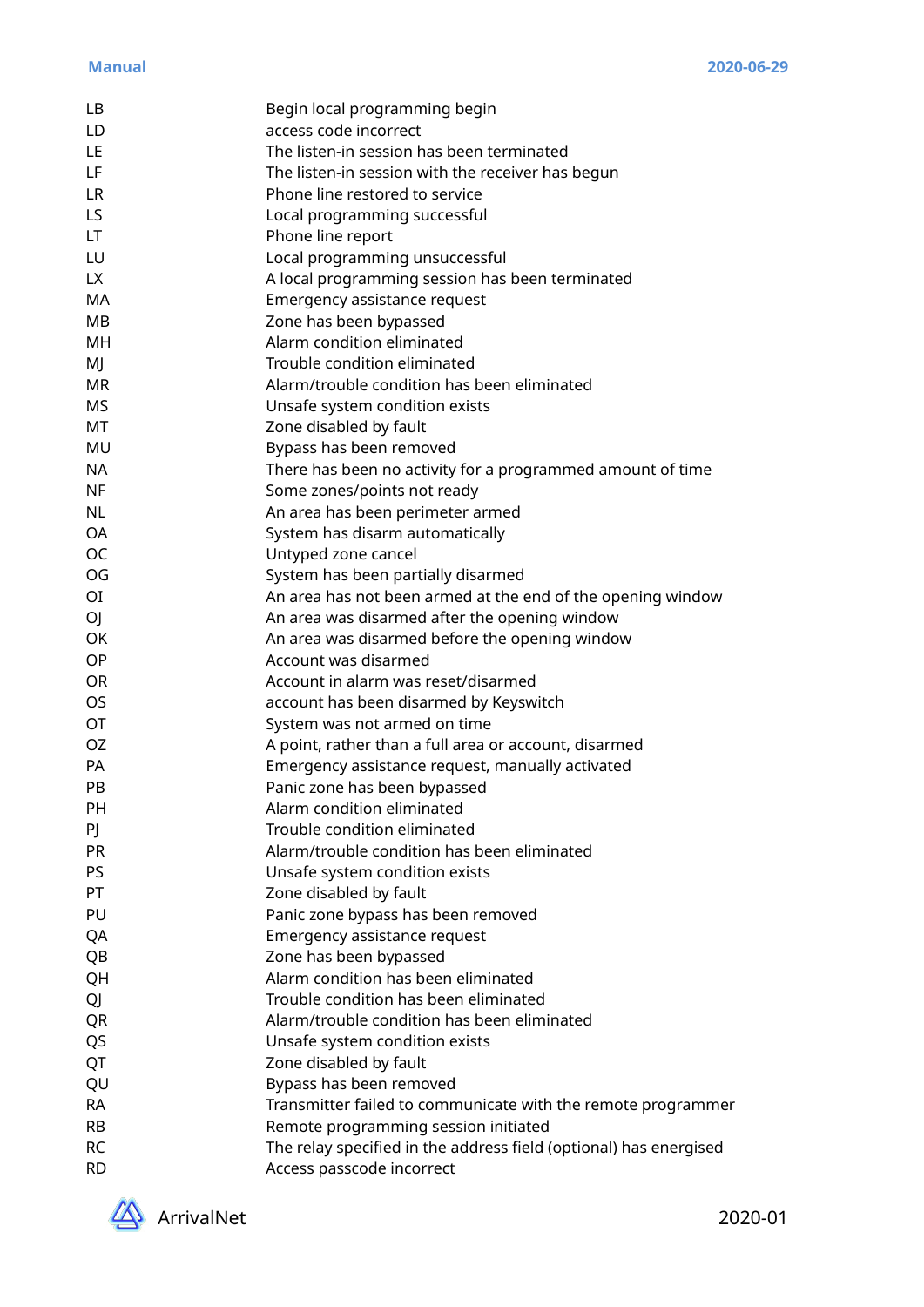| | |
|---|---|
| LB | Begin local programming begin |
| LD | access code incorrect |
| LE | The listen-in session has been terminated |
| LF | The listen-in session with the receiver has begun |
| LR | Phone line restored to service |
| LS | Local programming successful |
| LT | Phone line report |
| LU | Local programming unsuccessful |
| LX | A local programming session has been terminated |
| MA | Emergency assistance request |
| MB | Zone has been bypassed |
| MH | Alarm condition eliminated |
| MJ | Trouble condition eliminated |
| MR | Alarm/trouble condition has been eliminated |
| MS | Unsafe system condition exists |
| MT | Zone disabled by fault |
| MU | Bypass has been removed |
| NA | There has been no activity for a programmed amount of time |
| NF | Some zones/points not ready |
| NL | An area has been perimeter armed |
| OA | System has disarm automatically |
| OC | Untyped zone cancel |
| OG | System has been partially disarmed |
| OI | An area has not been armed at the end of the opening window |
| OJ | An area was disarmed after the opening window |
| OK | An area was disarmed before the opening window |
| OP | Account was disarmed |
| OR | Account in alarm was reset/disarmed |
| OS | account has been disarmed by Keyswitch |
| OT | System was not armed on time |
| OZ | A point, rather than a full area or account, disarmed |
| PA | Emergency assistance request, manually activated |
| PB | Panic zone has been bypassed |
| PH | Alarm condition eliminated |
| PJ | Trouble condition eliminated |
| PR | Alarm/trouble condition has been eliminated |
| PS | Unsafe system condition exists |
| PT | Zone disabled by fault |
| PU | Panic zone bypass has been removed |
| QA | Emergency assistance request |
| QB | Zone has been bypassed |
| QH | Alarm condition has been eliminated |
| QJ | Trouble condition has been eliminated |
| QR | Alarm/trouble condition has been eliminated |
| QS | Unsafe system condition exists |
| QT | Zone disabled by fault |
| QU | Bypass has been removed |
| RA | Transmitter failed to communicate with the remote programmer |
| RB | Remote programming session initiated |
| RC | The relay specified in the address field (optional) has energised |
| RD | Access passcode incorrect |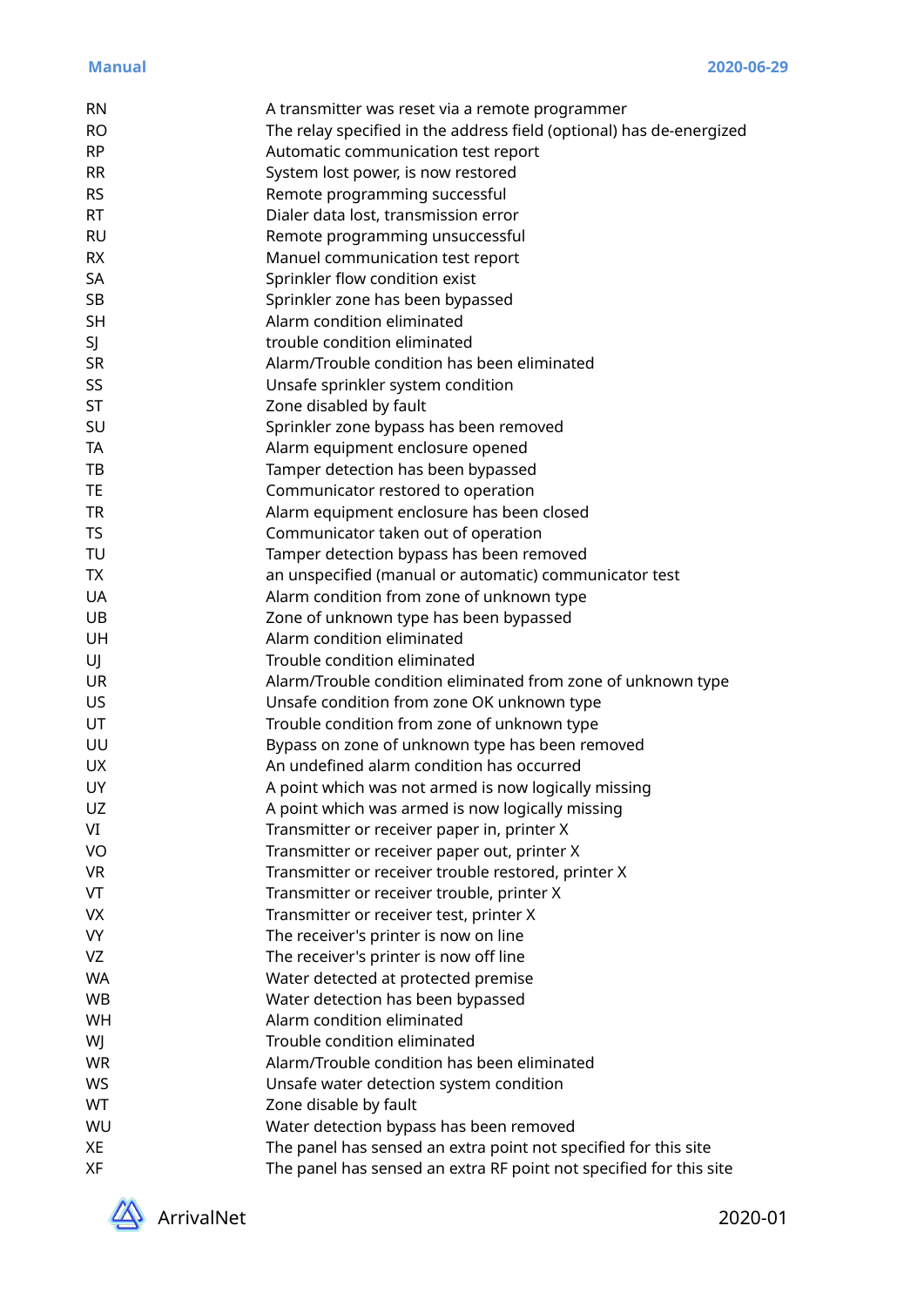| | |
|---|---|
| RN | A transmitter was reset via a remote programmer |
| RO | The relay specified in the address field (optional) has de-energized |
| RP | Automatic communication test report |
| RR | System lost power, is now restored |
| RS | Remote programming successful |
| RT | Dialer data lost, transmission error |
| RU | Remote programming unsuccessful |
| RX | Manuel communication test report |
| SA | Sprinkler flow condition exist |
| SB | Sprinkler zone has been bypassed |
| SH | Alarm condition eliminated |
| SJ | trouble condition eliminated |
| SR | Alarm/Trouble condition has been eliminated |
| SS | Unsafe sprinkler system condition |
| ST | Zone disabled by fault |
| SU | Sprinkler zone bypass has been removed |
| TA | Alarm equipment enclosure opened |
| TB | Tamper detection has been bypassed |
| TE | Communicator restored to operation |
| TR | Alarm equipment enclosure has been closed |
| TS | Communicator taken out of operation |
| TU | Tamper detection bypass has been removed |
| TX | an unspecified (manual or automatic) communicator test |
| UA | Alarm condition from zone of unknown type |
| UB | Zone of unknown type has been bypassed |
| UH | Alarm condition eliminated |
| UJ | Trouble condition eliminated |
| UR | Alarm/Trouble condition eliminated from zone of unknown type |
| US | Unsafe condition from zone OK unknown type |
| UT | Trouble condition from zone of unknown type |
| UU | Bypass on zone of unknown type has been removed |
| UX | An undefined alarm condition has occurred |
| UY | A point which was not armed is now logically missing |
| UZ | A point which was armed is now logically missing |
| VI | Transmitter or receiver paper in, printer X |
| VO | Transmitter or receiver paper out, printer X |
| VR | Transmitter or receiver trouble restored, printer X |
| VT | Transmitter or receiver trouble, printer X |
| VX | Transmitter or receiver test, printer X |
| VY | The receiver's printer is now on line |
| VZ | The receiver's printer is now off line |
| WA | Water detected at protected premise |
| WB | Water detection has been bypassed |
| WH | Alarm condition eliminated |
| WJ | Trouble condition eliminated |
| WR | Alarm/Trouble condition has been eliminated |
| WS | Unsafe water detection system condition |
| WT | Zone disable by fault |
| WU | Water detection bypass has been removed |
| XE | The panel has sensed an extra point not specified for this site |
| XF | The panel has sensed an extra RF point not specified for this site |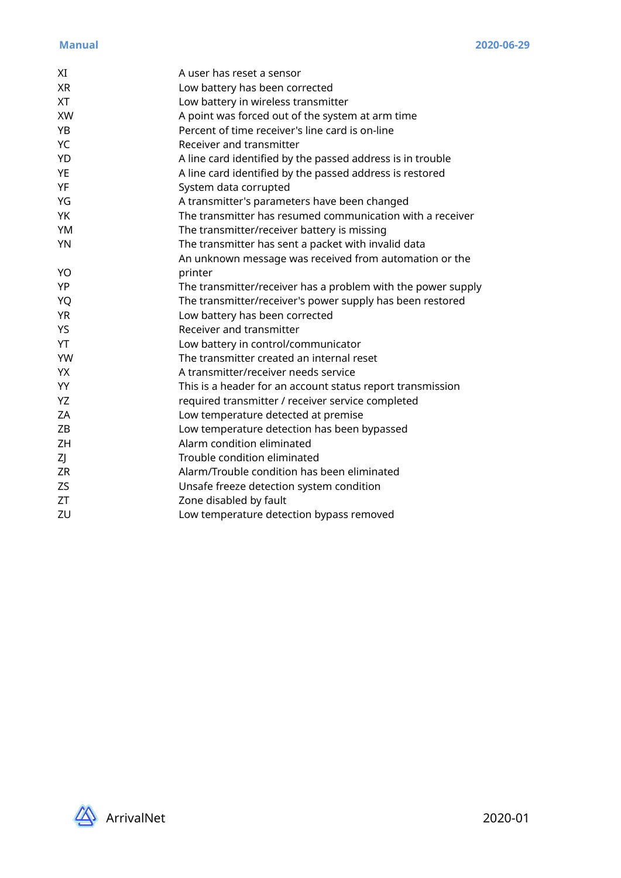| | |
|---|---|
| XI | A user has reset a sensor |
| XR | Low battery has been corrected |
| XT | Low battery in wireless transmitter |
| XW | A point was forced out of the system at arm time |
| YB | Percent of time receiver's line card is on-line |
| YC | Receiver and transmitter |
| YD | A line card identified by the passed address is in trouble |
| YE | A line card identified by the passed address is restored |
| YF | System data corrupted |
| YG | A transmitter's parameters have been changed |
| YK | The transmitter has resumed communication with a receiver |
| YM | The transmitter/receiver battery is missing |
| YN | The transmitter has sent a packet with invalid data |
| YO | An unknown message was received from automation or the printer |
| YP | The transmitter/receiver has a problem with the power supply |
| YQ | The transmitter/receiver's power supply has been restored |
| YR | Low battery has been corrected |
| YS | Receiver and transmitter |
| YT | Low battery in control/communicator |
| YW | The transmitter created an internal reset |
| YX | A transmitter/receiver needs service |
| YY | This is a header for an account status report transmission |
| YZ | required transmitter / receiver service completed |
| ZA | Low temperature detected at premise |
| ZB | Low temperature detection has been bypassed |
| ZH | Alarm condition eliminated |
| ZJ | Trouble condition eliminated |
| ZR | Alarm/Trouble condition has been eliminated |
| ZS | Unsafe freeze detection system condition |
| ZT | Zone disabled by fault |
| ZU | Low temperature detection bypass removed |